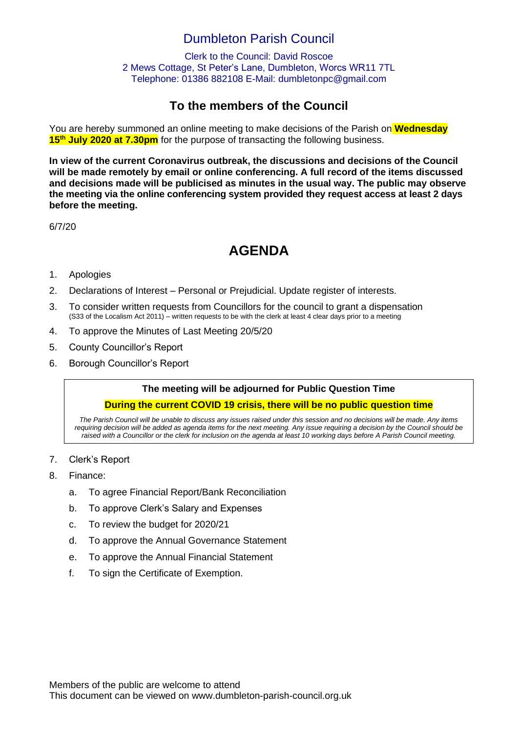# Dumbleton Parish Council

Clerk to the Council: David Roscoe
2 Mews Cottage, St Peter's Lane, Dumbleton, Worcs WR11 7TL
Telephone: 01386 882108 E-Mail: dumbletonpc@gmail.com

## To the members of the Council

You are hereby summoned an online meeting to make decisions of the Parish on **Wednesday 15th July 2020 at 7.30pm** for the purpose of transacting the following business.

**In view of the current Coronavirus outbreak, the discussions and decisions of the Council will be made remotely by email or online conferencing. A full record of the items discussed and decisions made will be publicised as minutes in the usual way. The public may observe the meeting via the online conferencing system provided they request access at least 2 days before the meeting.**

6/7/20

# AGENDA

1. Apologies
2. Declarations of Interest – Personal or Prejudicial. Update register of interests.
3. To consider written requests from Councillors for the council to grant a dispensation (S33 of the Localism Act 2011) – written requests to be with the clerk at least 4 clear days prior to a meeting
4. To approve the Minutes of Last Meeting 20/5/20
5. County Councillor's Report
6. Borough Councillor's Report

**The meeting will be adjourned for Public Question Time**

**During the current COVID 19 crisis, there will be no public question time**

*The Parish Council will be unable to discuss any issues raised under this session and no decisions will be made. Any items requiring decision will be added as agenda items for the next meeting. Any issue requiring a decision by the Council should be raised with a Councillor or the clerk for inclusion on the agenda at least 10 working days before A Parish Council meeting.*

7. Clerk's Report
8. Finance:
   a. To agree Financial Report/Bank Reconciliation
   b. To approve Clerk's Salary and Expenses
   c. To review the budget for 2020/21
   d. To approve the Annual Governance Statement
   e. To approve the Annual Financial Statement
   f. To sign the Certificate of Exemption.

Members of the public are welcome to attend
This document can be viewed on www.dumbleton-parish-council.org.uk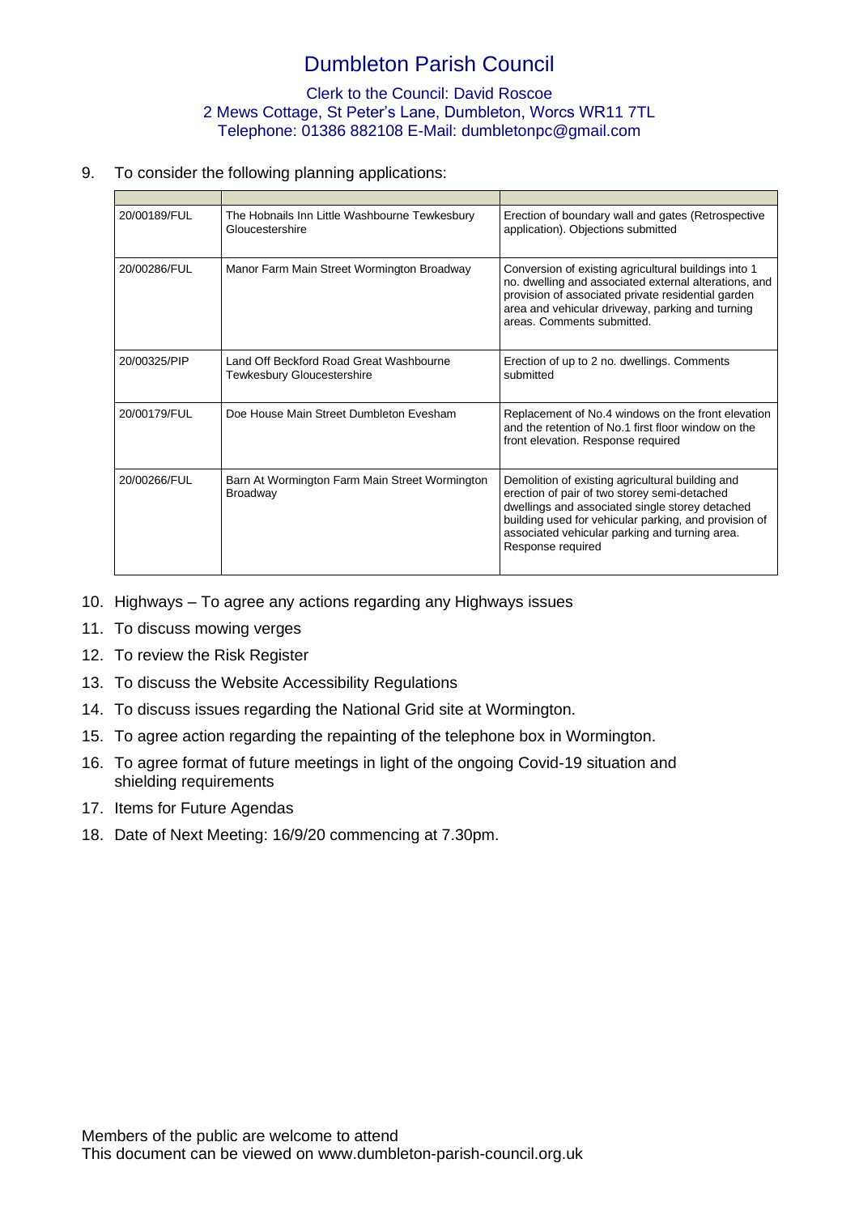# Dumbleton Parish Council

Clerk to the Council: David Roscoe
2 Mews Cottage, St Peter's Lane, Dumbleton, Worcs WR11 7TL
Telephone: 01386 882108 E-Mail: dumbletonpc@gmail.com

9. To consider the following planning applications:

| | | |
|---|---|---|
| 20/00189/FUL | The Hobnails Inn Little Washbourne Tewkesbury Gloucestershire | Erection of boundary wall and gates (Retrospective application). Objections submitted |
| 20/00286/FUL | Manor Farm Main Street Wormington Broadway | Conversion of existing agricultural buildings into 1 no. dwelling and associated external alterations, and provision of associated private residential garden area and vehicular driveway, parking and turning areas. Comments submitted. |
| 20/00325/PIP | Land Off Beckford Road Great Washbourne Tewkesbury Gloucestershire | Erection of up to 2 no. dwellings. Comments submitted |
| 20/00179/FUL | Doe House Main Street Dumbleton Evesham | Replacement of No.4 windows on the front elevation and the retention of No.1 first floor window on the front elevation. Response required |
| 20/00266/FUL | Barn At Wormington Farm Main Street Wormington Broadway | Demolition of existing agricultural building and erection of pair of two storey semi-detached dwellings and associated single storey detached building used for vehicular parking, and provision of associated vehicular parking and turning area. Response required |

10. Highways – To agree any actions regarding any Highways issues
11. To discuss mowing verges
12. To review the Risk Register
13. To discuss the Website Accessibility Regulations
14. To discuss issues regarding the National Grid site at Wormington.
15. To agree action regarding the repainting of the telephone box in Wormington.
16. To agree format of future meetings in light of the ongoing Covid-19 situation and shielding requirements
17. Items for Future Agendas
18. Date of Next Meeting: 16/9/20 commencing at 7.30pm.

Members of the public are welcome to attend
This document can be viewed on www.dumbleton-parish-council.org.uk